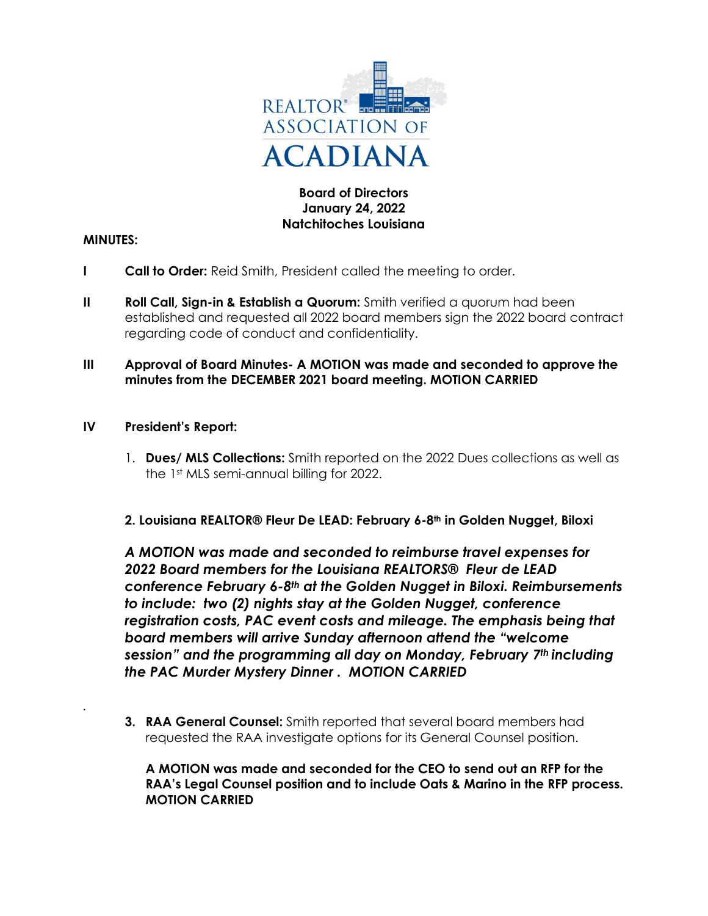REALTOR® ASSOCIATION OF ACADIANA

**Board of Directors**
**January 24, 2022**
**Natchitoches Louisiana**

**MINUTES:**

**I** **Call to Order:** Reid Smith, President called the meeting to order.

**II** **Roll Call, Sign-in & Establish a Quorum:** Smith verified a quorum had been established and requested all 2022 board members sign the 2022 board contract regarding code of conduct and confidentiality.

**III** **Approval of Board Minutes- A MOTION was made and seconded to approve the minutes from the DECEMBER 2021 board meeting. MOTION CARRIED**

**IV** **President's Report:**

1. **Dues/ MLS Collections:** Smith reported on the 2022 Dues collections as well as the 1st MLS semi-annual billing for 2022.

**2. Louisiana REALTOR® Fleur De LEAD: February 6-8th in Golden Nugget, Biloxi**

***A MOTION was made and seconded to reimburse travel expenses for 2022 Board members for the Louisiana REALTORS® Fleur de LEAD conference February 6-8th at the Golden Nugget in Biloxi. Reimbursements to include: two (2) nights stay at the Golden Nugget, conference registration costs, PAC event costs and mileage. The emphasis being that board members will arrive Sunday afternoon attend the "welcome session" and the programming all day on Monday, February 7th including the PAC Murder Mystery Dinner . MOTION CARRIED***

3. **RAA General Counsel:** Smith reported that several board members had requested the RAA investigate options for its General Counsel position.

   **A MOTION was made and seconded for the CEO to send out an RFP for the RAA's Legal Counsel position and to include Oats & Marino in the RFP process. MOTION CARRIED**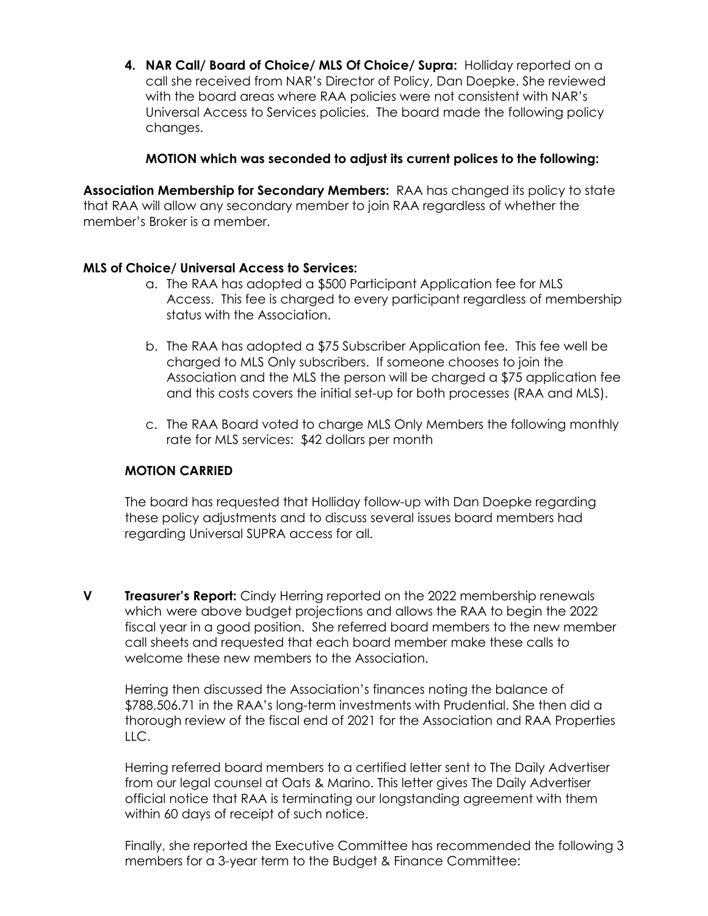4. **NAR Call/ Board of Choice/ MLS Of Choice/ Supra:** Holliday reported on a call she received from NAR's Director of Policy, Dan Doepke. She reviewed with the board areas where RAA policies were not consistent with NAR's Universal Access to Services policies. The board made the following policy changes.

   **MOTION which was seconded to adjust its current polices to the following:**

**Association Membership for Secondary Members:** RAA has changed its policy to state that RAA will allow any secondary member to join RAA regardless of whether the member's Broker is a member.

**MLS of Choice/ Universal Access to Services:**

a. The RAA has adopted a $500 Participant Application fee for MLS Access. This fee is charged to every participant regardless of membership status with the Association.

b. The RAA has adopted a $75 Subscriber Application fee. This fee well be charged to MLS Only subscribers. If someone chooses to join the Association and the MLS the person will be charged a $75 application fee and this costs covers the initial set-up for both processes (RAA and MLS).

c. The RAA Board voted to charge MLS Only Members the following monthly rate for MLS services: $42 dollars per month

**MOTION CARRIED**

The board has requested that Holliday follow-up with Dan Doepke regarding these policy adjustments and to discuss several issues board members had regarding Universal SUPRA access for all.

**V Treasurer's Report:** Cindy Herring reported on the 2022 membership renewals which were above budget projections and allows the RAA to begin the 2022 fiscal year in a good position. She referred board members to the new member call sheets and requested that each board member make these calls to welcome these new members to the Association.

Herring then discussed the Association's finances noting the balance of $788,506.71 in the RAA's long-term investments with Prudential. She then did a thorough review of the fiscal end of 2021 for the Association and RAA Properties LLC.

Herring referred board members to a certified letter sent to The Daily Advertiser from our legal counsel at Oats & Marino. This letter gives The Daily Advertiser official notice that RAA is terminating our longstanding agreement with them within 60 days of receipt of such notice.

Finally, she reported the Executive Committee has recommended the following 3 members for a 3-year term to the Budget & Finance Committee: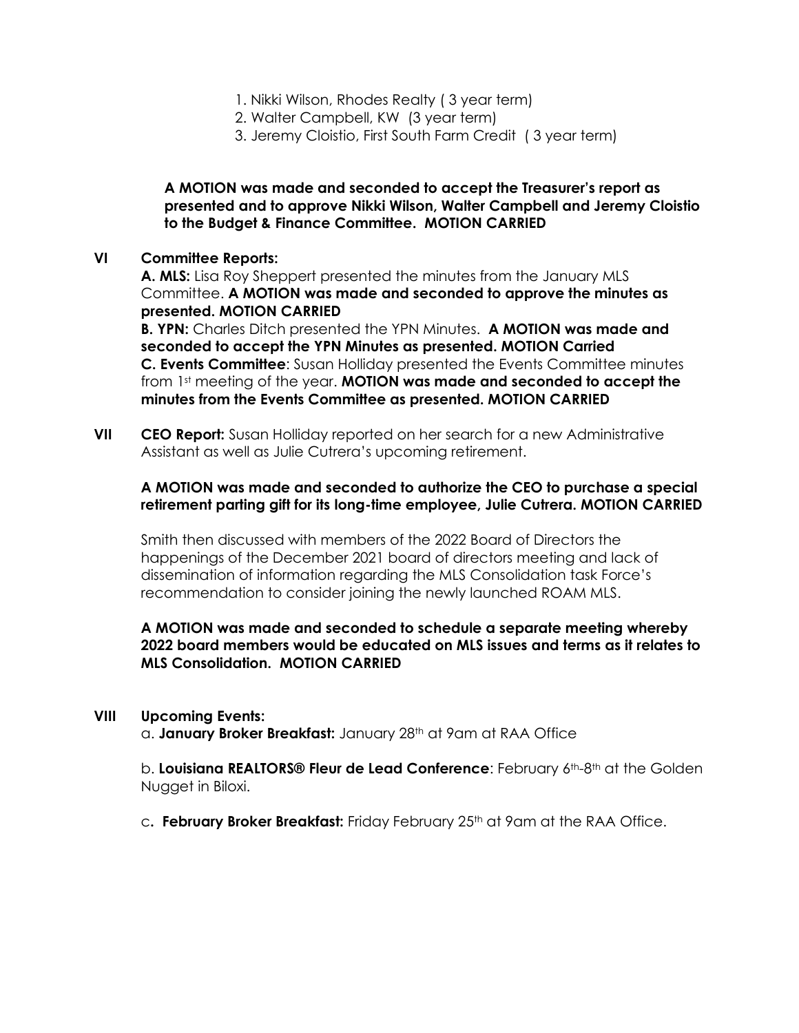1. Nikki Wilson, Rhodes Realty ( 3 year term)
2. Walter Campbell, KW (3 year term)
3. Jeremy Cloistio, First South Farm Credit ( 3 year term)

**A MOTION was made and seconded to accept the Treasurer's report as presented and to approve Nikki Wilson, Walter Campbell and Jeremy Cloistio to the Budget & Finance Committee. MOTION CARRIED**

**VI Committee Reports:**

**A. MLS:** Lisa Roy Sheppert presented the minutes from the January MLS Committee. **A MOTION was made and seconded to approve the minutes as presented. MOTION CARRIED**

**B. YPN:** Charles Ditch presented the YPN Minutes. **A MOTION was made and seconded to accept the YPN Minutes as presented. MOTION Carried**

**C. Events Committee**: Susan Holliday presented the Events Committee minutes from 1st meeting of the year. **MOTION was made and seconded to accept the minutes from the Events Committee as presented. MOTION CARRIED**

**VII CEO Report:** Susan Holliday reported on her search for a new Administrative Assistant as well as Julie Cutrera's upcoming retirement.

**A MOTION was made and seconded to authorize the CEO to purchase a special retirement parting gift for its long-time employee, Julie Cutrera. MOTION CARRIED**

Smith then discussed with members of the 2022 Board of Directors the happenings of the December 2021 board of directors meeting and lack of dissemination of information regarding the MLS Consolidation task Force's recommendation to consider joining the newly launched ROAM MLS.

**A MOTION was made and seconded to schedule a separate meeting whereby 2022 board members would be educated on MLS issues and terms as it relates to MLS Consolidation. MOTION CARRIED**

**VIII Upcoming Events:**

a. **January Broker Breakfast:** January 28th at 9am at RAA Office

b. **Louisiana REALTORS® Fleur de Lead Conference**: February 6th-8th at the Golden Nugget in Biloxi.

c**. February Broker Breakfast:** Friday February 25th at 9am at the RAA Office.